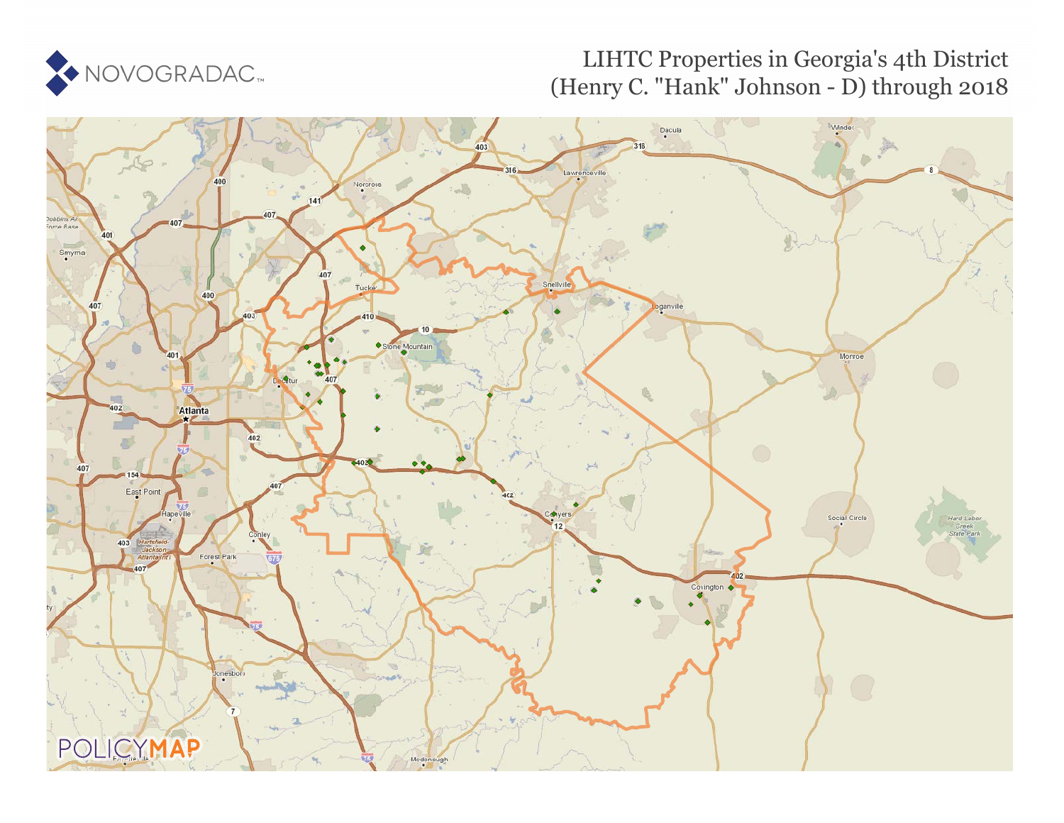# LIHTC Properties in Georgia's 4th District (Henry C. "Hank" Johnson - D) through 2018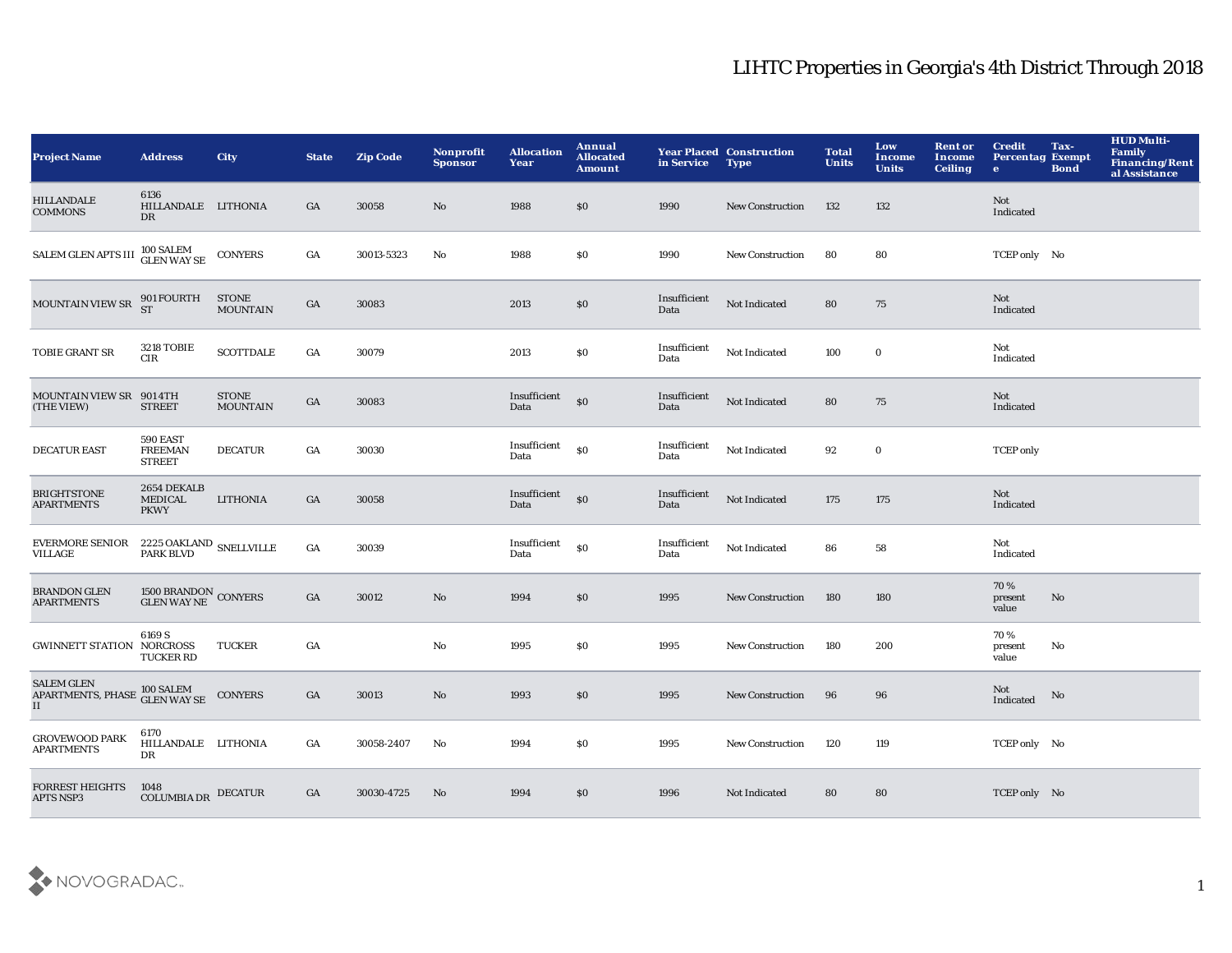# LIHTC Properties in Georgia's 4th District Through 2018

| Project Name | Address | City | State | Zip Code | Nonprofit Sponsor | Allocation Year | Annual Allocated Amount | Year Placed in Service | Construction Type | Total Units | Low Income Units | Rent or Income Ceiling | Credit Percentage | Tax-Exempt Bond | HUD Multi-Family Financing/Rental Assistance |
|---|---|---|---|---|---|---|---|---|---|---|---|---|---|---|---|
| HILLANDALE COMMONS | 6136 HILLANDALE DR | LITHONIA | GA | 30058 | No | 1988 | $0 | 1990 | New Construction | 132 | 132 | | Not Indicated | | |
| SALEM GLEN APTS III | 100 SALEM GLEN WAY SE | CONYERS | GA | 30013-5323 | No | 1988 | $0 | 1990 | New Construction | 80 | 80 | | TCEP only | No | |
| MOUNTAIN VIEW SR | 901 FOURTH ST | STONE MOUNTAIN | GA | 30083 | | 2013 | $0 | Insufficient Data | Not Indicated | 80 | 75 | | Not Indicated | | |
| TOBIE GRANT SR | 3218 TOBIE CIR | SCOTTDALE | GA | 30079 | | 2013 | $0 | Insufficient Data | Not Indicated | 100 | 0 | | Not Indicated | | |
| MOUNTAIN VIEW SR (THE VIEW) | 901 4TH STREET | STONE MOUNTAIN | GA | 30083 | | Insufficient Data | $0 | Insufficient Data | Not Indicated | 80 | 75 | | Not Indicated | | |
| DECATUR EAST | 590 EAST FREEMAN STREET | DECATUR | GA | 30030 | | Insufficient Data | $0 | Insufficient Data | Not Indicated | 92 | 0 | | TCEP only | | |
| BRIGHTSTONE APARTMENTS | 2654 DEKALB MEDICAL PKWY | LITHONIA | GA | 30058 | | Insufficient Data | $0 | Insufficient Data | Not Indicated | 175 | 175 | | Not Indicated | | |
| EVERMORE SENIOR VILLAGE | 2225 OAKLAND PARK BLVD | SNELLVILLE | GA | 30039 | | Insufficient Data | $0 | Insufficient Data | Not Indicated | 86 | 58 | | Not Indicated | | |
| BRANDON GLEN APARTMENTS | 1500 BRANDON GLEN WAY NE | CONYERS | GA | 30012 | No | 1994 | $0 | 1995 | New Construction | 180 | 180 | | 70 % present value | No | |
| GWINNETT STATION | 6169 S NORCROSS TUCKER RD | TUCKER | GA | | No | 1995 | $0 | 1995 | New Construction | 180 | 200 | | 70 % present value | No | |
| SALEM GLEN APARTMENTS, PHASE II | 100 SALEM GLEN WAY SE | CONYERS | GA | 30013 | No | 1993 | $0 | 1995 | New Construction | 96 | 96 | | Not Indicated | No | |
| GROVEWOOD PARK APARTMENTS | 6170 HILLANDALE DR | LITHONIA | GA | 30058-2407 | No | 1994 | $0 | 1995 | New Construction | 120 | 119 | | TCEP only | No | |
| FORREST HEIGHTS APTS NSP3 | 1048 COLUMBIA DR | DECATUR | GA | 30030-4725 | No | 1994 | $0 | 1996 | Not Indicated | 80 | 80 | | TCEP only | No | |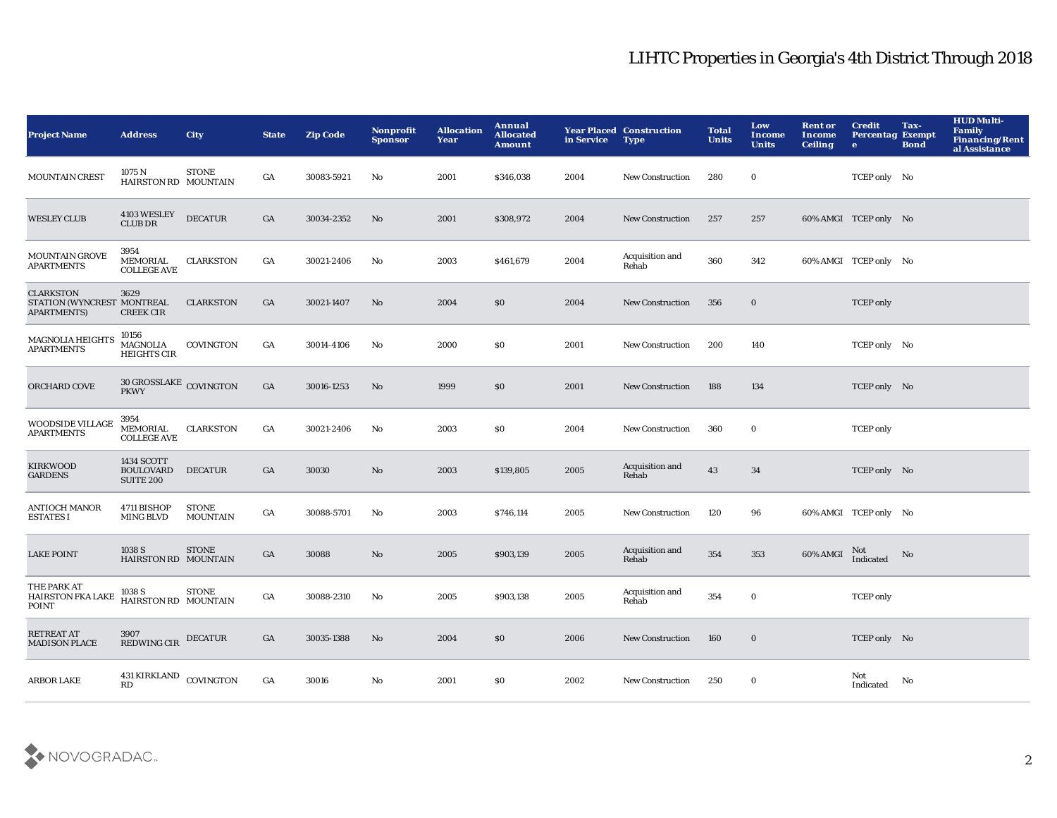# LIHTC Properties in Georgia's 4th District Through 2018

| Project Name | Address | City | State | Zip Code | Nonprofit Sponsor | Allocation Year | Annual Allocated Amount | Year Placed in Service | Construction Type | Total Units | Low Income Units | Rent or Income Ceiling | Credit Percentage | Tax-Exempt Bond | HUD Multi-Family Financing/Rental Assistance |
|---|---|---|---|---|---|---|---|---|---|---|---|---|---|---|---|
| MOUNTAIN CREST | 1075 N HAIRSTON RD | STONE MOUNTAIN | GA | 30083-5921 | No | 2001 | $346,038 | 2004 | New Construction | 280 | 0 | | TCEP only | No | |
| WESLEY CLUB | 4103 WESLEY CLUB DR | DECATUR | GA | 30034-2352 | No | 2001 | $308,972 | 2004 | New Construction | 257 | 257 | 60% AMGI | TCEP only | No | |
| MOUNTAIN GROVE APARTMENTS | 3954 MEMORIAL COLLEGE AVE | CLARKSTON | GA | 30021-2406 | No | 2003 | $461,679 | 2004 | Acquisition and Rehab | 360 | 342 | 60% AMGI | TCEP only | No | |
| CLARKSTON STATION (WYNCREST APARTMENTS) | 3629 MONTREAL CREEK CIR | CLARKSTON | GA | 30021-1407 | No | 2004 | $0 | 2004 | New Construction | 356 | 0 | | TCEP only | | |
| MAGNOLIA HEIGHTS APARTMENTS | 10156 MAGNOLIA HEIGHTS CIR | COVINGTON | GA | 30014-4106 | No | 2000 | $0 | 2001 | New Construction | 200 | 140 | | TCEP only | No | |
| ORCHARD COVE | 30 GROSSLAKE PKWY | COVINGTON | GA | 30016-1253 | No | 1999 | $0 | 2001 | New Construction | 188 | 134 | | TCEP only | No | |
| WOODSIDE VILLAGE APARTMENTS | 3954 MEMORIAL COLLEGE AVE | CLARKSTON | GA | 30021-2406 | No | 2003 | $0 | 2004 | New Construction | 360 | 0 | | TCEP only | | |
| KIRKWOOD GARDENS | 1434 SCOTT BOULOVARD SUITE 200 | DECATUR | GA | 30030 | No | 2003 | $139,805 | 2005 | Acquisition and Rehab | 43 | 34 | | TCEP only | No | |
| ANTIOCH MANOR ESTATES I | 4711 BISHOP MING BLVD | STONE MOUNTAIN | GA | 30088-5701 | No | 2003 | $746,114 | 2005 | New Construction | 120 | 96 | 60% AMGI | TCEP only | No | |
| LAKE POINT | 1038 S HAIRSTON RD | STONE MOUNTAIN | GA | 30088 | No | 2005 | $903,139 | 2005 | Acquisition and Rehab | 354 | 353 | 60% AMGI | Not Indicated | No | |
| THE PARK AT HAIRSTON FKA LAKE POINT | 1038 S HAIRSTON RD | STONE MOUNTAIN | GA | 30088-2310 | No | 2005 | $903,138 | 2005 | Acquisition and Rehab | 354 | 0 | | TCEP only | | |
| RETREAT AT MADISON PLACE | 3907 REDWING CIR | DECATUR | GA | 30035-1388 | No | 2004 | $0 | 2006 | New Construction | 160 | 0 | | TCEP only | No | |
| ARBOR LAKE | 431 KIRKLAND RD | COVINGTON | GA | 30016 | No | 2001 | $0 | 2002 | New Construction | 250 | 0 | | Not Indicated | No | |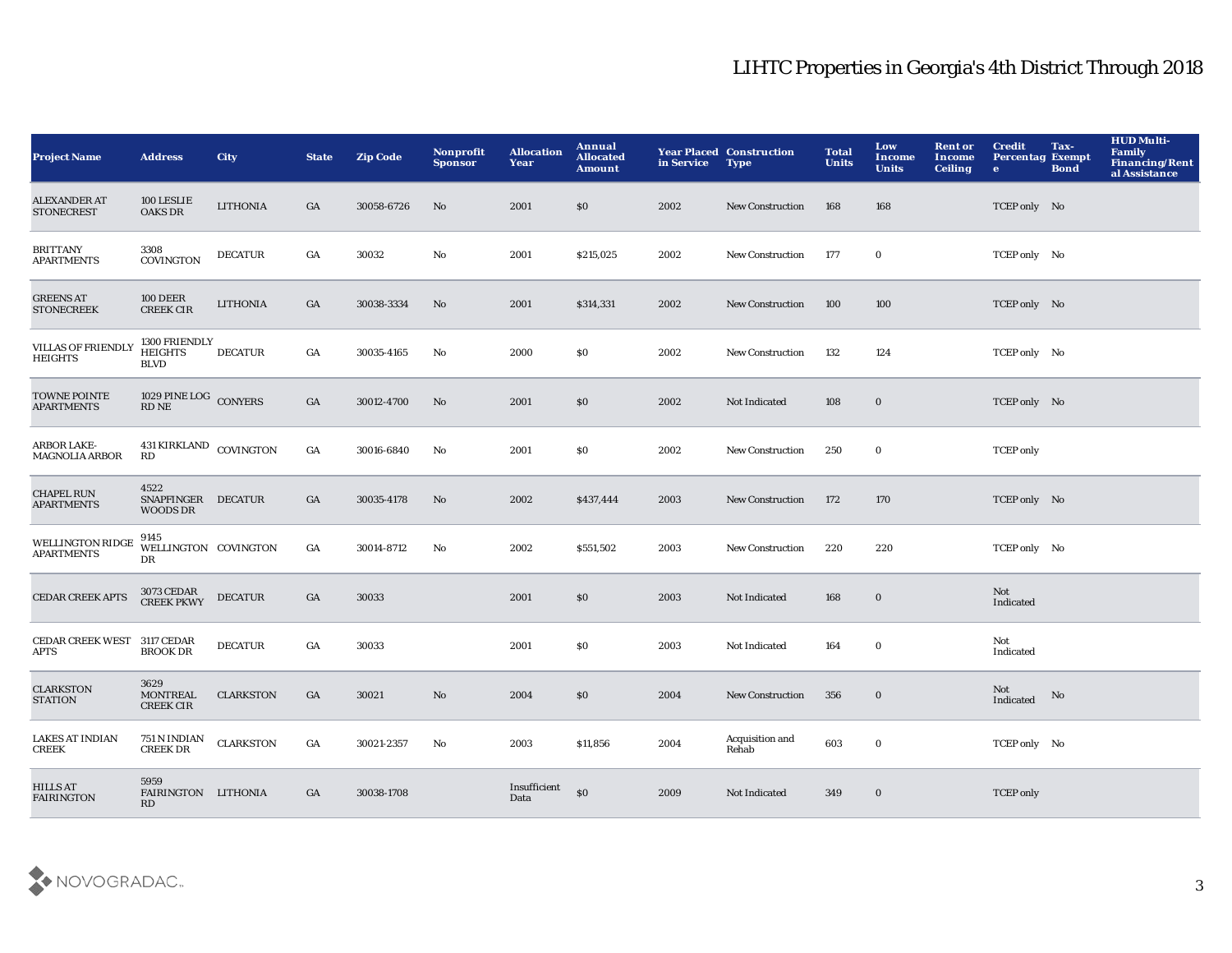# LIHTC Properties in Georgia's 4th District Through 2018

| Project Name | Address | City | State | Zip Code | Nonprofit Sponsor | Allocation Year | Annual Allocated Amount | Year Placed in Service | Construction Type | Total Units | Low Income Units | Rent or Income Ceiling | Credit Percentage | Tax-Exempt Bond | HUD Multi-Family Financing/Rental Assistance |
|---|---|---|---|---|---|---|---|---|---|---|---|---|---|---|---|
| ALEXANDER AT STONECREST | 100 LESLIE OAKS DR | LITHONIA | GA | 30058-6726 | No | 2001 | $0 | 2002 | New Construction | 168 | 168 | | TCEP only | No | |
| BRITTANY APARTMENTS | 3308 COVINGTON | DECATUR | GA | 30032 | No | 2001 | $215,025 | 2002 | New Construction | 177 | 0 | | TCEP only | No | |
| GREENS AT STONECREEK | 100 DEER CREEK CIR | LITHONIA | GA | 30038-3334 | No | 2001 | $314,331 | 2002 | New Construction | 100 | 100 | | TCEP only | No | |
| VILLAS OF FRIENDLY HEIGHTS | 1300 FRIENDLY HEIGHTS BLVD | DECATUR | GA | 30035-4165 | No | 2000 | $0 | 2002 | New Construction | 132 | 124 | | TCEP only | No | |
| TOWNE POINTE APARTMENTS | 1029 PINE LOG RD NE | CONYERS | GA | 30012-4700 | No | 2001 | $0 | 2002 | Not Indicated | 108 | 0 | | TCEP only | No | |
| ARBOR LAKE-MAGNOLIA ARBOR | 431 KIRKLAND RD | COVINGTON | GA | 30016-6840 | No | 2001 | $0 | 2002 | New Construction | 250 | 0 | | TCEP only | | |
| CHAPEL RUN APARTMENTS | 4522 SNAPFINGER WOODS DR | DECATUR | GA | 30035-4178 | No | 2002 | $437,444 | 2003 | New Construction | 172 | 170 | | TCEP only | No | |
| WELLINGTON RIDGE APARTMENTS | 9145 WELLINGTON DR | COVINGTON | GA | 30014-8712 | No | 2002 | $551,502 | 2003 | New Construction | 220 | 220 | | TCEP only | No | |
| CEDAR CREEK APTS | 3073 CEDAR CREEK PKWY | DECATUR | GA | 30033 | | 2001 | $0 | 2003 | Not Indicated | 168 | 0 | | Not Indicated | | |
| CEDAR CREEK WEST APTS | 3117 CEDAR BROOK DR | DECATUR | GA | 30033 | | 2001 | $0 | 2003 | Not Indicated | 164 | 0 | | Not Indicated | | |
| CLARKSTON STATION | 3629 MONTREAL CREEK CIR | CLARKSTON | GA | 30021 | No | 2004 | $0 | 2004 | New Construction | 356 | 0 | | Not Indicated | No | |
| LAKES AT INDIAN CREEK | 751 N INDIAN CREEK DR | CLARKSTON | GA | 30021-2357 | No | 2003 | $11,856 | 2004 | Acquisition and Rehab | 603 | 0 | | TCEP only | No | |
| HILLS AT FAIRINGTON | 5959 FAIRINGTON RD | LITHONIA | GA | 30038-1708 | | Insufficient Data | $0 | 2009 | Not Indicated | 349 | 0 | | TCEP only | | |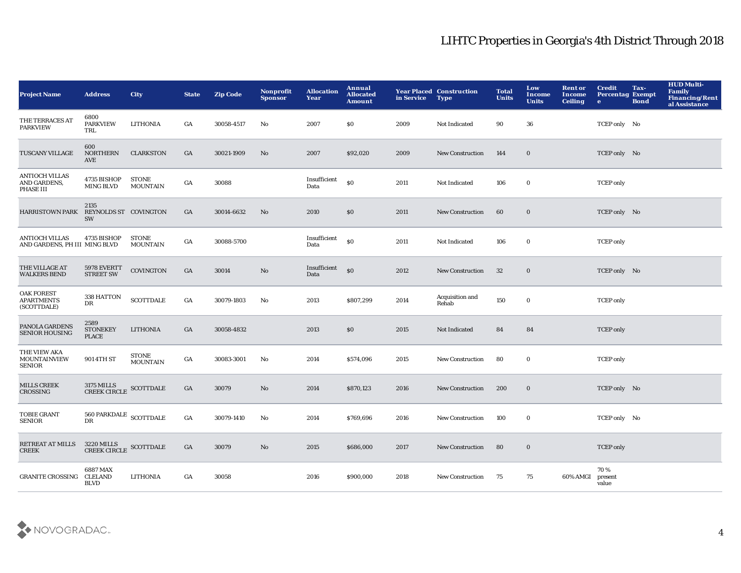# LIHTC Properties in Georgia's 4th District Through 2018

| Project Name | Address | City | State | Zip Code | Nonprofit Sponsor | Allocation Year | Annual Allocated Amount | Year Placed in Service | Construction Type | Total Units | Low Income Units | Rent or Income Ceiling | Credit Percentage | Tax-Exempt Bond | HUD Multi-Family Financing/Rental Assistance |
|---|---|---|---|---|---|---|---|---|---|---|---|---|---|---|---|
| THE TERRACES AT PARKVIEW | 6800 PARKVIEW TRL | LITHONIA | GA | 30058-4517 | No | 2007 | $0 | 2009 | Not Indicated | 90 | 36 | | TCEP only | No | |
| TUSCANY VILLAGE | 600 NORTHERN AVE | CLARKSTON | GA | 30021-1909 | No | 2007 | $92,020 | 2009 | New Construction | 144 | 0 | | TCEP only | No | |
| ANTIOCH VILLAS AND GARDENS, PHASE III | 4735 BISHOP MING BLVD | STONE MOUNTAIN | GA | 30088 | | Insufficient Data | $0 | 2011 | Not Indicated | 106 | 0 | | TCEP only | | |
| HARRISTOWN PARK | 2135 REYNOLDS ST SW | COVINGTON | GA | 30014-6632 | No | 2010 | $0 | 2011 | New Construction | 60 | 0 | | TCEP only | No | |
| ANTIOCH VILLAS AND GARDENS, PH III | 4735 BISHOP MING BLVD | STONE MOUNTAIN | GA | 30088-5700 | | Insufficient Data | $0 | 2011 | Not Indicated | 106 | 0 | | TCEP only | | |
| THE VILLAGE AT WALKERS BEND | 5978 EVERTT STREET SW | COVINGTON | GA | 30014 | No | Insufficient Data | $0 | 2012 | New Construction | 32 | 0 | | TCEP only | No | |
| OAK FOREST APARTMENTS (SCOTTDALE) | 338 HATTON DR | SCOTTDALE | GA | 30079-1803 | No | 2013 | $807,299 | 2014 | Acquisition and Rehab | 150 | 0 | | TCEP only | | |
| PANOLA GARDENS SENIOR HOUSING | 2589 STONEKEY PLACE | LITHONIA | GA | 30058-4832 | | 2013 | $0 | 2015 | Not Indicated | 84 | 84 | | TCEP only | | |
| THE VIEW AKA MOUNTAINVIEW SENIOR | 901 4TH ST | STONE MOUNTAIN | GA | 30083-3001 | No | 2014 | $574,096 | 2015 | New Construction | 80 | 0 | | TCEP only | | |
| MILLS CREEK CROSSING | 3175 MILLS CREEK CIRCLE | SCOTTDALE | GA | 30079 | No | 2014 | $870,123 | 2016 | New Construction | 200 | 0 | | TCEP only | No | |
| TOBIE GRANT SENIOR | 560 PARKDALE DR | SCOTTDALE | GA | 30079-1410 | No | 2014 | $769,696 | 2016 | New Construction | 100 | 0 | | TCEP only | No | |
| RETREAT AT MILLS CREEK | 3220 MILLS CREEK CIRCLE | SCOTTDALE | GA | 30079 | No | 2015 | $686,000 | 2017 | New Construction | 80 | 0 | | TCEP only | | |
| GRANITE CROSSING | 6887 MAX CLELAND BLVD | LITHONIA | GA | 30058 | | 2016 | $900,000 | 2018 | New Construction | 75 | 75 | 60% AMGI | 70 % present value | | |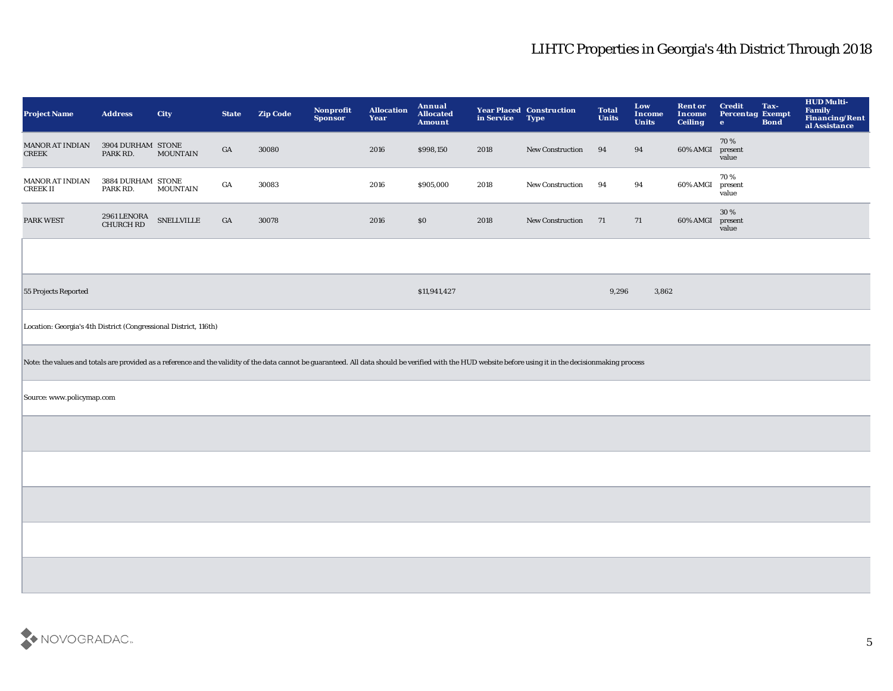| Project Name | Address | City | State | Zip Code | Nonprofit Sponsor | Allocation Year | Annual Allocated Amount | Year Placed in Service | Construction Type | Total Units | Low Income Units | Rent or Income Ceiling | Credit Percentage | Tax-Exempt Bond | HUD Multi-Family Financing/Rental Assistance |
|---|---|---|---|---|---|---|---|---|---|---|---|---|---|---|---|
| MANOR AT INDIAN CREEK | 3904 DURHAM PARK RD. | STONE MOUNTAIN | GA | 30080 | | 2016 | $998,150 | 2018 | New Construction | 94 | 94 | 60% AMGI | 70 % present value | | |
| MANOR AT INDIAN CREEK II | 3884 DURHAM PARK RD. | STONE MOUNTAIN | GA | 30083 | | 2016 | $905,000 | 2018 | New Construction | 94 | 94 | 60% AMGI | 70 % present value | | |
| PARK WEST | 2961 LENORA CHURCH RD | SNELLVILLE | GA | 30078 | | 2016 | $0 | 2018 | New Construction | 71 | 71 | 60% AMGI | 30 % present value | | |
| | | | | | | | | | | | | | | | |
| 55 Projects Reported | | | | | | | $11,941,427 | | | 9,296 | 3,862 | | | | |

Location: Georgia's 4th District (Congressional District, 116th)

Note: the values and totals are provided as a reference and the validity of the data cannot be guaranteed. All data should be verified with the HUD website before using it in the decisionmaking process

Source: www.policymap.com